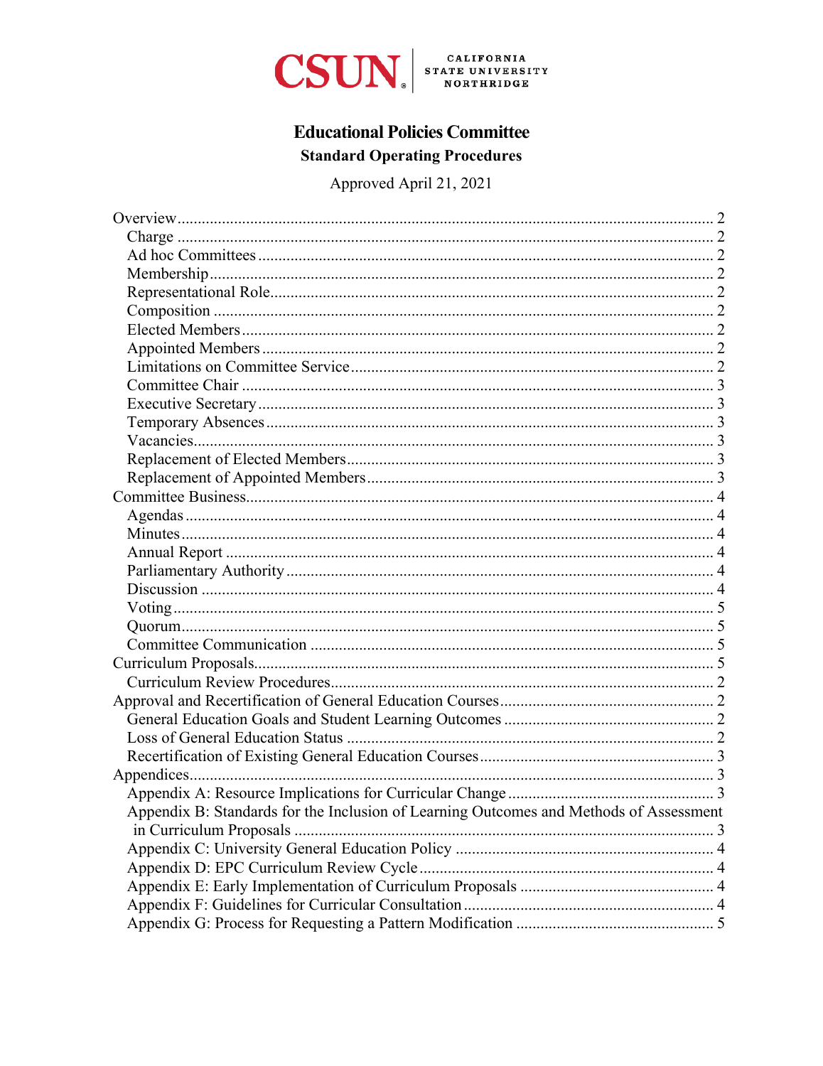CSUN CALIFORNIA STATE UNIVERSITY NORTHRIDGE

# Educational Policies Committee

## Standard Operating Procedures

Approved April 21, 2021

Overview .......... 2
- Charge .......... 2
- Ad hoc Committees .......... 2
- Membership .......... 2
- Representational Role .......... 2
- Composition .......... 2
- Elected Members .......... 2
- Appointed Members .......... 2
- Limitations on Committee Service .......... 2
- Committee Chair .......... 3
- Executive Secretary .......... 3
- Temporary Absences .......... 3
- Vacancies .......... 3
- Replacement of Elected Members .......... 3
- Replacement of Appointed Members .......... 3

Committee Business .......... 4
- Agendas .......... 4
- Minutes .......... 4
- Annual Report .......... 4
- Parliamentary Authority .......... 4
- Discussion .......... 4
- Voting .......... 5
- Quorum .......... 5
- Committee Communication .......... 5

Curriculum Proposals .......... 5
- Curriculum Review Procedures .......... 2

Approval and Recertification of General Education Courses .......... 2
- General Education Goals and Student Learning Outcomes .......... 2
- Loss of General Education Status .......... 2
- Recertification of Existing General Education Courses .......... 3

Appendices .......... 3
- Appendix A: Resource Implications for Curricular Change .......... 3
- Appendix B: Standards for the Inclusion of Learning Outcomes and Methods of Assessment in Curriculum Proposals .......... 3
- Appendix C: University General Education Policy .......... 4
- Appendix D: EPC Curriculum Review Cycle .......... 4
- Appendix E: Early Implementation of Curriculum Proposals .......... 4
- Appendix F: Guidelines for Curricular Consultation .......... 4
- Appendix G: Process for Requesting a Pattern Modification .......... 5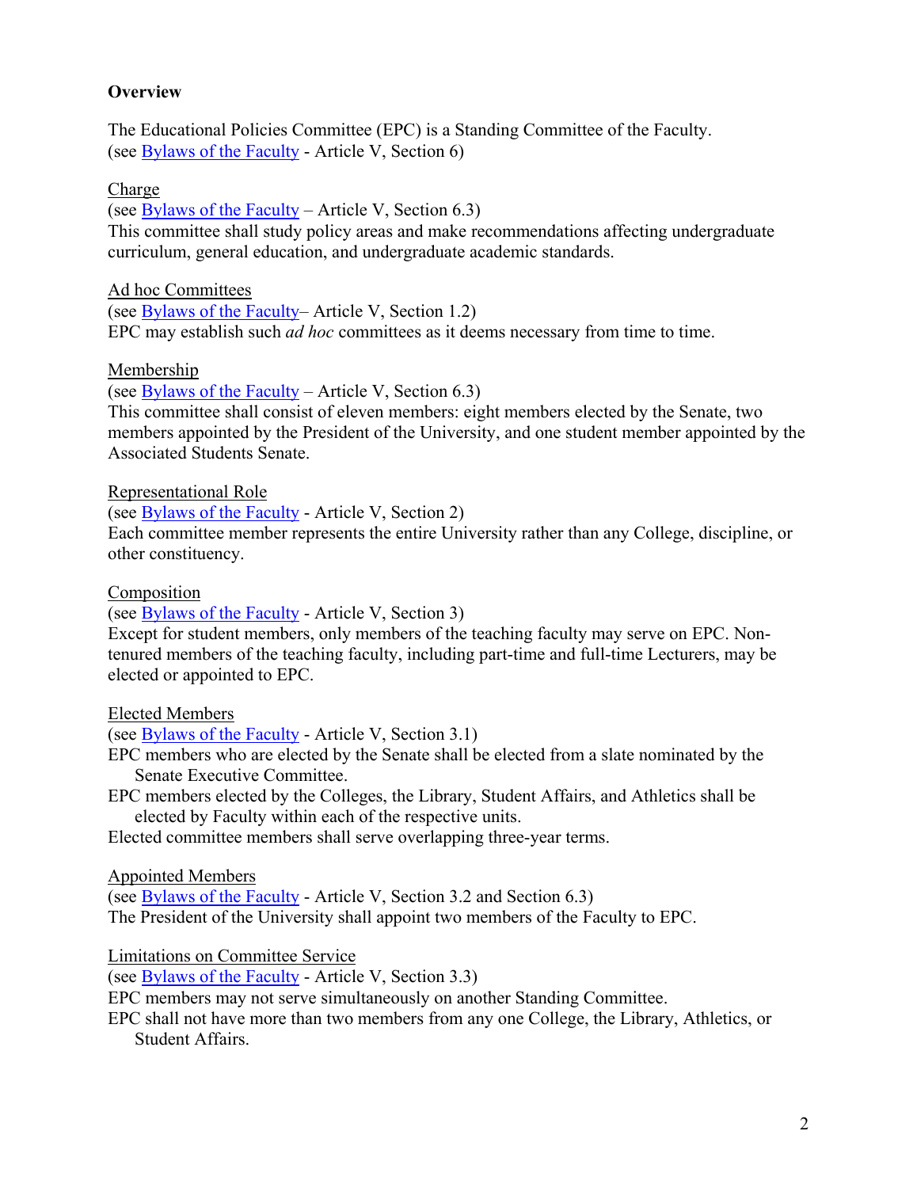**Overview**

The Educational Policies Committee (EPC) is a Standing Committee of the Faculty.
(see Bylaws of the Faculty - Article V, Section 6)

Charge
(see Bylaws of the Faculty – Article V, Section 6.3)
This committee shall study policy areas and make recommendations affecting undergraduate curriculum, general education, and undergraduate academic standards.

Ad hoc Committees
(see Bylaws of the Faculty– Article V, Section 1.2)
EPC may establish such *ad hoc* committees as it deems necessary from time to time.

Membership
(see Bylaws of the Faculty – Article V, Section 6.3)
This committee shall consist of eleven members: eight members elected by the Senate, two members appointed by the President of the University, and one student member appointed by the Associated Students Senate.

Representational Role
(see Bylaws of the Faculty - Article V, Section 2)
Each committee member represents the entire University rather than any College, discipline, or other constituency.

Composition
(see Bylaws of the Faculty - Article V, Section 3)
Except for student members, only members of the teaching faculty may serve on EPC. Non-tenured members of the teaching faculty, including part-time and full-time Lecturers, may be elected or appointed to EPC.

Elected Members
(see Bylaws of the Faculty - Article V, Section 3.1)
EPC members who are elected by the Senate shall be elected from a slate nominated by the Senate Executive Committee.
EPC members elected by the Colleges, the Library, Student Affairs, and Athletics shall be elected by Faculty within each of the respective units.
Elected committee members shall serve overlapping three-year terms.

Appointed Members
(see Bylaws of the Faculty - Article V, Section 3.2 and Section 6.3)
The President of the University shall appoint two members of the Faculty to EPC.

Limitations on Committee Service
(see Bylaws of the Faculty - Article V, Section 3.3)
EPC members may not serve simultaneously on another Standing Committee.
EPC shall not have more than two members from any one College, the Library, Athletics, or Student Affairs.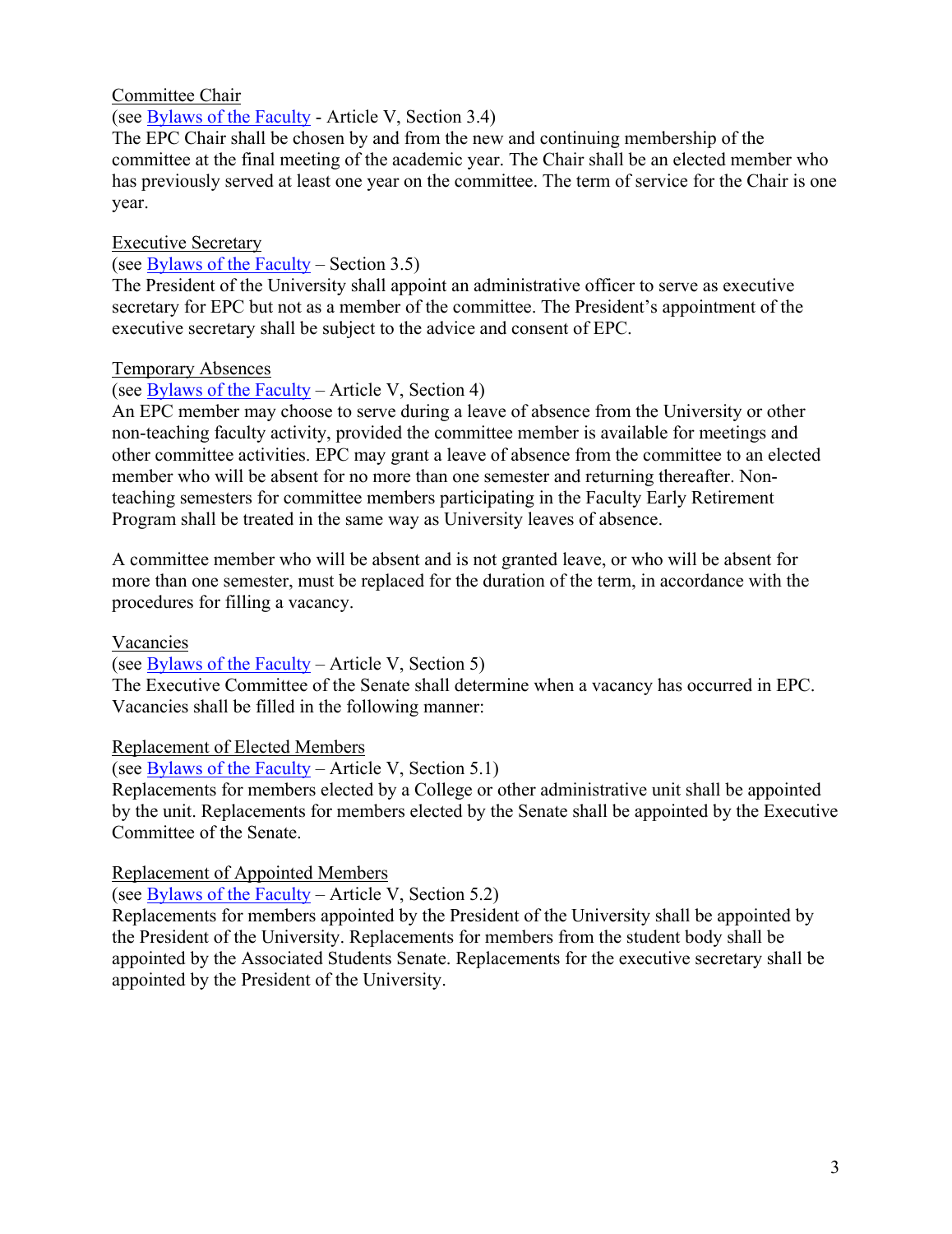Committee Chair

(see Bylaws of the Faculty - Article V, Section 3.4)

The EPC Chair shall be chosen by and from the new and continuing membership of the committee at the final meeting of the academic year. The Chair shall be an elected member who has previously served at least one year on the committee. The term of service for the Chair is one year.

Executive Secretary

(see Bylaws of the Faculty – Section 3.5)

The President of the University shall appoint an administrative officer to serve as executive secretary for EPC but not as a member of the committee. The President's appointment of the executive secretary shall be subject to the advice and consent of EPC.

Temporary Absences

(see Bylaws of the Faculty – Article V, Section 4)

An EPC member may choose to serve during a leave of absence from the University or other non-teaching faculty activity, provided the committee member is available for meetings and other committee activities. EPC may grant a leave of absence from the committee to an elected member who will be absent for no more than one semester and returning thereafter. Non-teaching semesters for committee members participating in the Faculty Early Retirement Program shall be treated in the same way as University leaves of absence.

A committee member who will be absent and is not granted leave, or who will be absent for more than one semester, must be replaced for the duration of the term, in accordance with the procedures for filling a vacancy.

Vacancies

(see Bylaws of the Faculty – Article V, Section 5)

The Executive Committee of the Senate shall determine when a vacancy has occurred in EPC. Vacancies shall be filled in the following manner:

Replacement of Elected Members

(see Bylaws of the Faculty – Article V, Section 5.1)

Replacements for members elected by a College or other administrative unit shall be appointed by the unit. Replacements for members elected by the Senate shall be appointed by the Executive Committee of the Senate.

Replacement of Appointed Members

(see Bylaws of the Faculty – Article V, Section 5.2)

Replacements for members appointed by the President of the University shall be appointed by the President of the University. Replacements for members from the student body shall be appointed by the Associated Students Senate. Replacements for the executive secretary shall be appointed by the President of the University.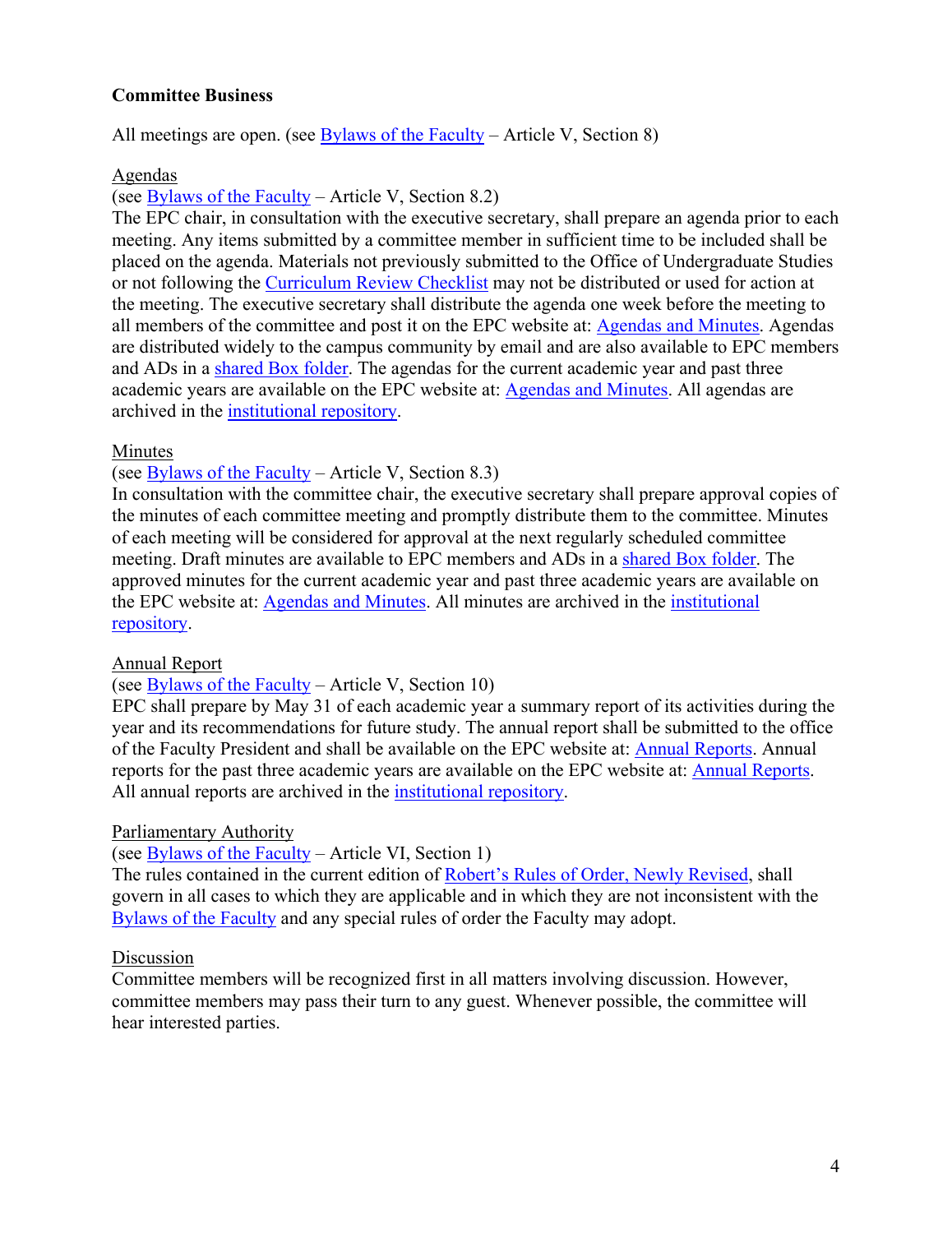### Committee Business

All meetings are open. (see Bylaws of the Faculty – Article V, Section 8)

#### Agendas

(see Bylaws of the Faculty – Article V, Section 8.2)
The EPC chair, in consultation with the executive secretary, shall prepare an agenda prior to each meeting. Any items submitted by a committee member in sufficient time to be included shall be placed on the agenda. Materials not previously submitted to the Office of Undergraduate Studies or not following the Curriculum Review Checklist may not be distributed or used for action at the meeting. The executive secretary shall distribute the agenda one week before the meeting to all members of the committee and post it on the EPC website at: Agendas and Minutes. Agendas are distributed widely to the campus community by email and are also available to EPC members and ADs in a shared Box folder. The agendas for the current academic year and past three academic years are available on the EPC website at: Agendas and Minutes. All agendas are archived in the institutional repository.

#### Minutes

(see Bylaws of the Faculty – Article V, Section 8.3)
In consultation with the committee chair, the executive secretary shall prepare approval copies of the minutes of each committee meeting and promptly distribute them to the committee. Minutes of each meeting will be considered for approval at the next regularly scheduled committee meeting. Draft minutes are available to EPC members and ADs in a shared Box folder. The approved minutes for the current academic year and past three academic years are available on the EPC website at: Agendas and Minutes. All minutes are archived in the institutional repository.

#### Annual Report

(see Bylaws of the Faculty – Article V, Section 10)
EPC shall prepare by May 31 of each academic year a summary report of its activities during the year and its recommendations for future study. The annual report shall be submitted to the office of the Faculty President and shall be available on the EPC website at: Annual Reports. Annual reports for the past three academic years are available on the EPC website at: Annual Reports. All annual reports are archived in the institutional repository.

#### Parliamentary Authority

(see Bylaws of the Faculty – Article VI, Section 1)
The rules contained in the current edition of Robert's Rules of Order, Newly Revised, shall govern in all cases to which they are applicable and in which they are not inconsistent with the Bylaws of the Faculty and any special rules of order the Faculty may adopt.

#### Discussion

Committee members will be recognized first in all matters involving discussion. However, committee members may pass their turn to any guest. Whenever possible, the committee will hear interested parties.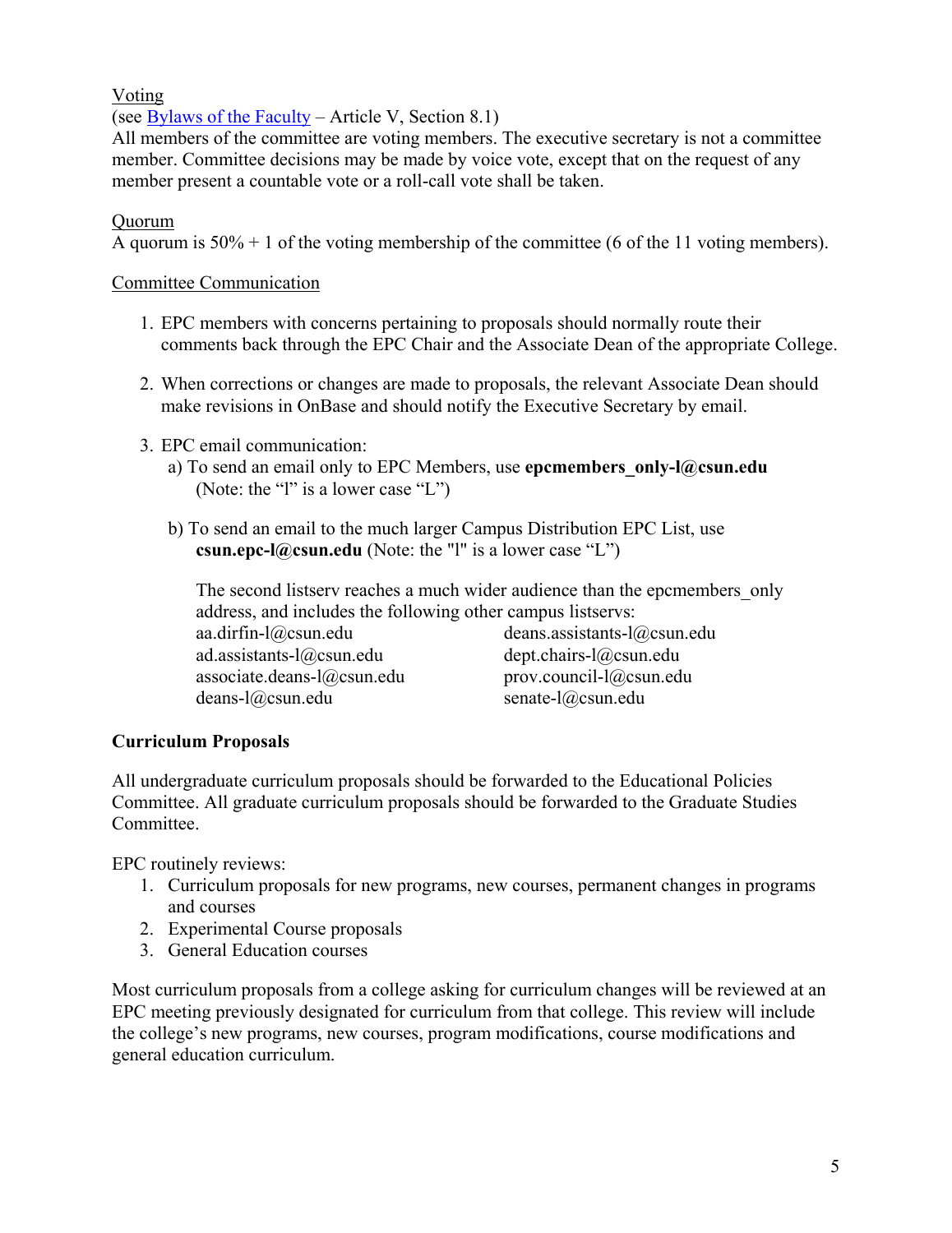Voting

(see Bylaws of the Faculty – Article V, Section 8.1)
All members of the committee are voting members. The executive secretary is not a committee member. Committee decisions may be made by voice vote, except that on the request of any member present a countable vote or a roll-call vote shall be taken.

Quorum

A quorum is 50% + 1 of the voting membership of the committee (6 of the 11 voting members).

Committee Communication

1. EPC members with concerns pertaining to proposals should normally route their comments back through the EPC Chair and the Associate Dean of the appropriate College.

2. When corrections or changes are made to proposals, the relevant Associate Dean should make revisions in OnBase and should notify the Executive Secretary by email.

3. EPC email communication:
   a) To send an email only to EPC Members, use **epcmembers_only-l@csun.edu** (Note: the "l" is a lower case "L")

   b) To send an email to the much larger Campus Distribution EPC List, use **csun.epc-l@csun.edu** (Note: the "l" is a lower case "L")

   The second listserv reaches a much wider audience than the epcmembers_only address, and includes the following other campus listservs:

   aa.dirfin-l@csun.edu
   ad.assistants-l@csun.edu
   associate.deans-l@csun.edu
   deans-l@csun.edu
   deans.assistants-l@csun.edu
   dept.chairs-l@csun.edu
   prov.council-l@csun.edu
   senate-l@csun.edu

**Curriculum Proposals**

All undergraduate curriculum proposals should be forwarded to the Educational Policies Committee. All graduate curriculum proposals should be forwarded to the Graduate Studies Committee.

EPC routinely reviews:

1. Curriculum proposals for new programs, new courses, permanent changes in programs and courses
2. Experimental Course proposals
3. General Education courses

Most curriculum proposals from a college asking for curriculum changes will be reviewed at an EPC meeting previously designated for curriculum from that college. This review will include the college's new programs, new courses, program modifications, course modifications and general education curriculum.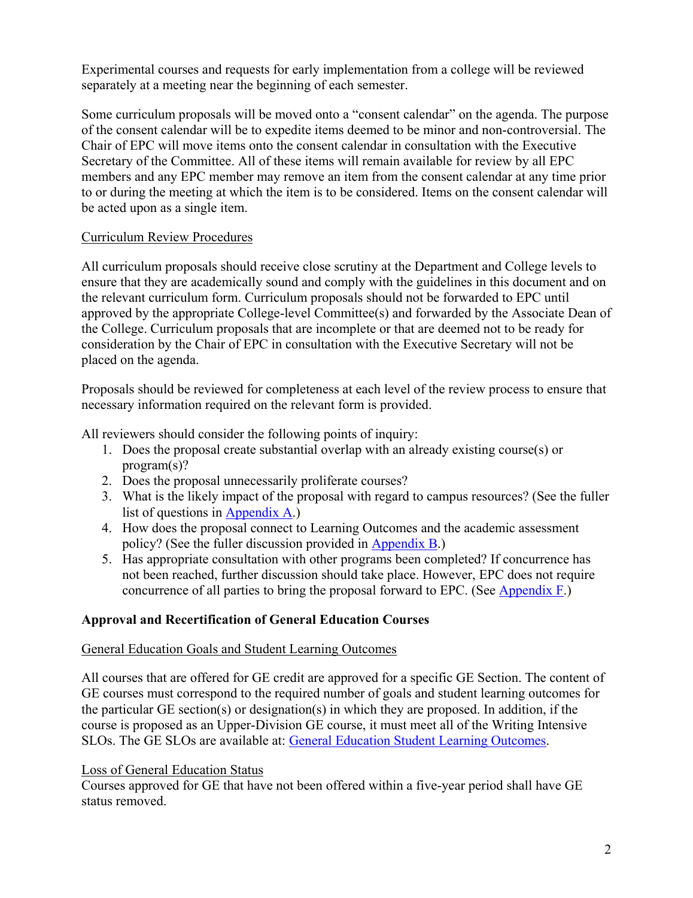Experimental courses and requests for early implementation from a college will be reviewed separately at a meeting near the beginning of each semester.

Some curriculum proposals will be moved onto a "consent calendar" on the agenda. The purpose of the consent calendar will be to expedite items deemed to be minor and non-controversial. The Chair of EPC will move items onto the consent calendar in consultation with the Executive Secretary of the Committee. All of these items will remain available for review by all EPC members and any EPC member may remove an item from the consent calendar at any time prior to or during the meeting at which the item is to be considered. Items on the consent calendar will be acted upon as a single item.

<u>Curriculum Review Procedures</u>

All curriculum proposals should receive close scrutiny at the Department and College levels to ensure that they are academically sound and comply with the guidelines in this document and on the relevant curriculum form. Curriculum proposals should not be forwarded to EPC until approved by the appropriate College-level Committee(s) and forwarded by the Associate Dean of the College. Curriculum proposals that are incomplete or that are deemed not to be ready for consideration by the Chair of EPC in consultation with the Executive Secretary will not be placed on the agenda.

Proposals should be reviewed for completeness at each level of the review process to ensure that necessary information required on the relevant form is provided.

All reviewers should consider the following points of inquiry:

1. Does the proposal create substantial overlap with an already existing course(s) or program(s)?
2. Does the proposal unnecessarily proliferate courses?
3. What is the likely impact of the proposal with regard to campus resources? (See the fuller list of questions in Appendix A.)
4. How does the proposal connect to Learning Outcomes and the academic assessment policy? (See the fuller discussion provided in Appendix B.)
5. Has appropriate consultation with other programs been completed? If concurrence has not been reached, further discussion should take place. However, EPC does not require concurrence of all parties to bring the proposal forward to EPC. (See Appendix F.)

**Approval and Recertification of General Education Courses**

<u>General Education Goals and Student Learning Outcomes</u>

All courses that are offered for GE credit are approved for a specific GE Section. The content of GE courses must correspond to the required number of goals and student learning outcomes for the particular GE section(s) or designation(s) in which they are proposed. In addition, if the course is proposed as an Upper-Division GE course, it must meet all of the Writing Intensive SLOs. The GE SLOs are available at: General Education Student Learning Outcomes.

<u>Loss of General Education Status</u>

Courses approved for GE that have not been offered within a five-year period shall have GE status removed.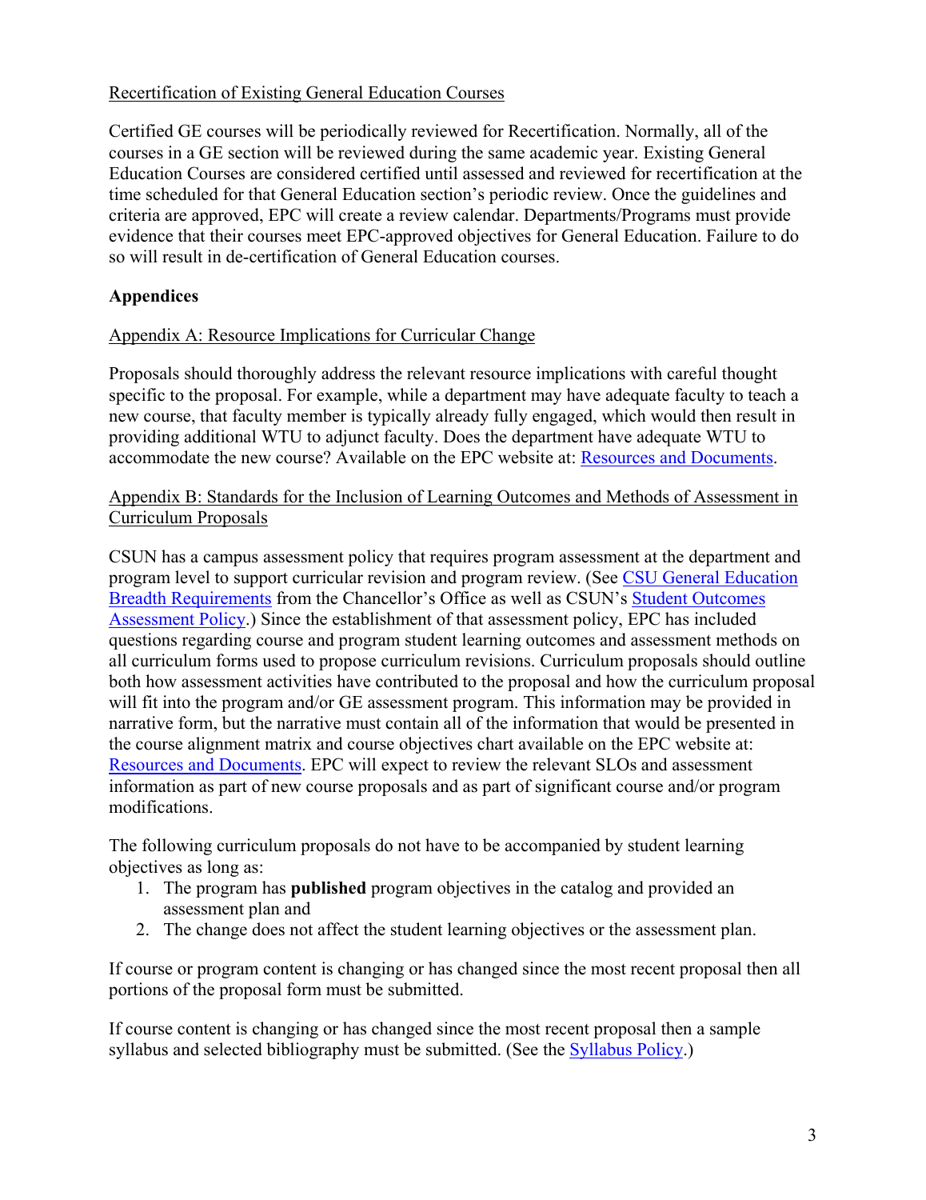Recertification of Existing General Education Courses

Certified GE courses will be periodically reviewed for Recertification. Normally, all of the courses in a GE section will be reviewed during the same academic year. Existing General Education Courses are considered certified until assessed and reviewed for recertification at the time scheduled for that General Education section's periodic review. Once the guidelines and criteria are approved, EPC will create a review calendar. Departments/Programs must provide evidence that their courses meet EPC-approved objectives for General Education. Failure to do so will result in de-certification of General Education courses.

## Appendices

Appendix A: Resource Implications for Curricular Change

Proposals should thoroughly address the relevant resource implications with careful thought specific to the proposal. For example, while a department may have adequate faculty to teach a new course, that faculty member is typically already fully engaged, which would then result in providing additional WTU to adjunct faculty. Does the department have adequate WTU to accommodate the new course? Available on the EPC website at: Resources and Documents.

Appendix B: Standards for the Inclusion of Learning Outcomes and Methods of Assessment in Curriculum Proposals

CSUN has a campus assessment policy that requires program assessment at the department and program level to support curricular revision and program review. (See CSU General Education Breadth Requirements from the Chancellor's Office as well as CSUN's Student Outcomes Assessment Policy.) Since the establishment of that assessment policy, EPC has included questions regarding course and program student learning outcomes and assessment methods on all curriculum forms used to propose curriculum revisions. Curriculum proposals should outline both how assessment activities have contributed to the proposal and how the curriculum proposal will fit into the program and/or GE assessment program. This information may be provided in narrative form, but the narrative must contain all of the information that would be presented in the course alignment matrix and course objectives chart available on the EPC website at: Resources and Documents. EPC will expect to review the relevant SLOs and assessment information as part of new course proposals and as part of significant course and/or program modifications.

The following curriculum proposals do not have to be accompanied by student learning objectives as long as:

1. The program has **published** program objectives in the catalog and provided an assessment plan and
2. The change does not affect the student learning objectives or the assessment plan.

If course or program content is changing or has changed since the most recent proposal then all portions of the proposal form must be submitted.

If course content is changing or has changed since the most recent proposal then a sample syllabus and selected bibliography must be submitted. (See the Syllabus Policy.)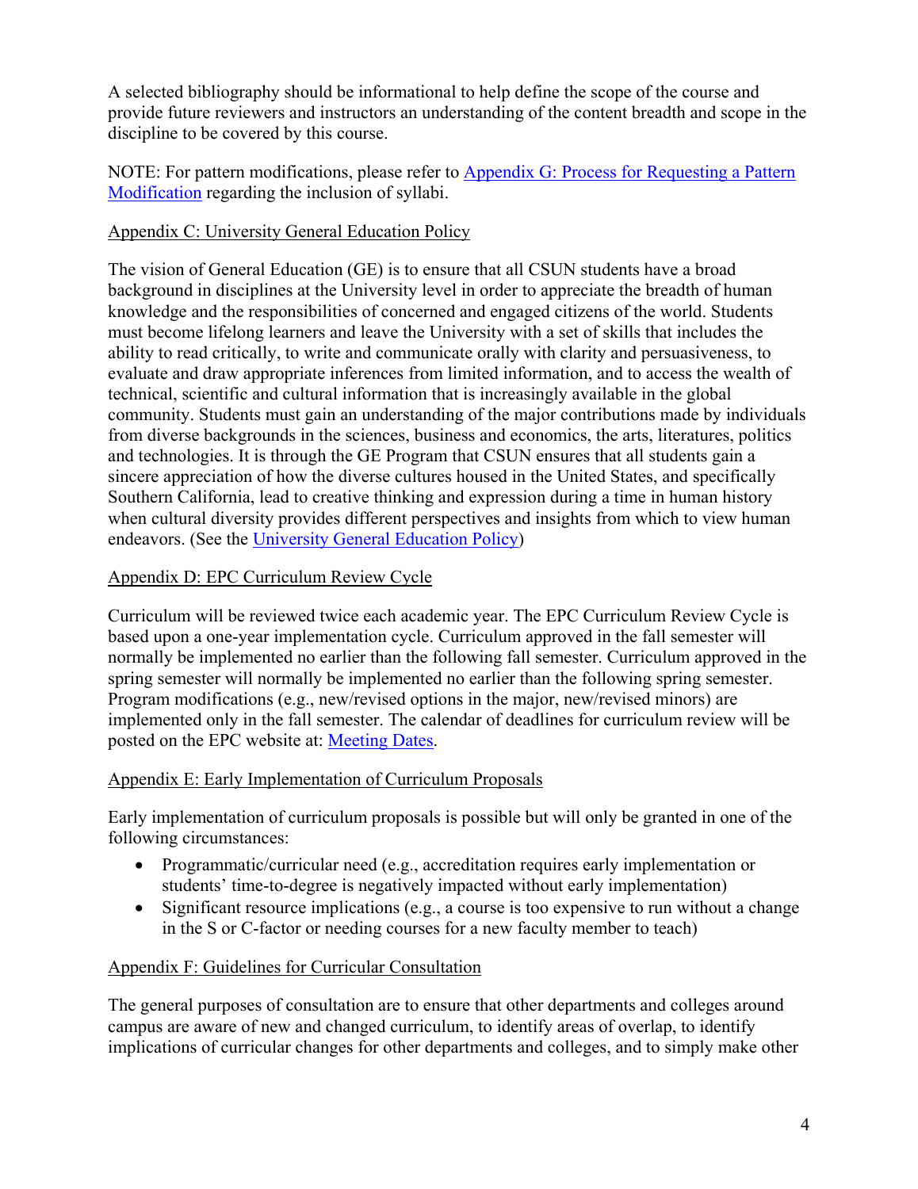A selected bibliography should be informational to help define the scope of the course and provide future reviewers and instructors an understanding of the content breadth and scope in the discipline to be covered by this course.

NOTE: For pattern modifications, please refer to [Appendix G: Process for Requesting a Pattern Modification]() regarding the inclusion of syllabi.

## Appendix C: University General Education Policy

The vision of General Education (GE) is to ensure that all CSUN students have a broad background in disciplines at the University level in order to appreciate the breadth of human knowledge and the responsibilities of concerned and engaged citizens of the world. Students must become lifelong learners and leave the University with a set of skills that includes the ability to read critically, to write and communicate orally with clarity and persuasiveness, to evaluate and draw appropriate inferences from limited information, and to access the wealth of technical, scientific and cultural information that is increasingly available in the global community. Students must gain an understanding of the major contributions made by individuals from diverse backgrounds in the sciences, business and economics, the arts, literatures, politics and technologies. It is through the GE Program that CSUN ensures that all students gain a sincere appreciation of how the diverse cultures housed in the United States, and specifically Southern California, lead to creative thinking and expression during a time in human history when cultural diversity provides different perspectives and insights from which to view human endeavors. (See the [University General Education Policy]())

## Appendix D: EPC Curriculum Review Cycle

Curriculum will be reviewed twice each academic year. The EPC Curriculum Review Cycle is based upon a one-year implementation cycle. Curriculum approved in the fall semester will normally be implemented no earlier than the following fall semester. Curriculum approved in the spring semester will normally be implemented no earlier than the following spring semester. Program modifications (e.g., new/revised options in the major, new/revised minors) are implemented only in the fall semester. The calendar of deadlines for curriculum review will be posted on the EPC website at: [Meeting Dates]().

## Appendix E: Early Implementation of Curriculum Proposals

Early implementation of curriculum proposals is possible but will only be granted in one of the following circumstances:

- Programmatic/curricular need (e.g., accreditation requires early implementation or students' time-to-degree is negatively impacted without early implementation)
- Significant resource implications (e.g., a course is too expensive to run without a change in the S or C-factor or needing courses for a new faculty member to teach)

## Appendix F: Guidelines for Curricular Consultation

The general purposes of consultation are to ensure that other departments and colleges around campus are aware of new and changed curriculum, to identify areas of overlap, to identify implications of curricular changes for other departments and colleges, and to simply make other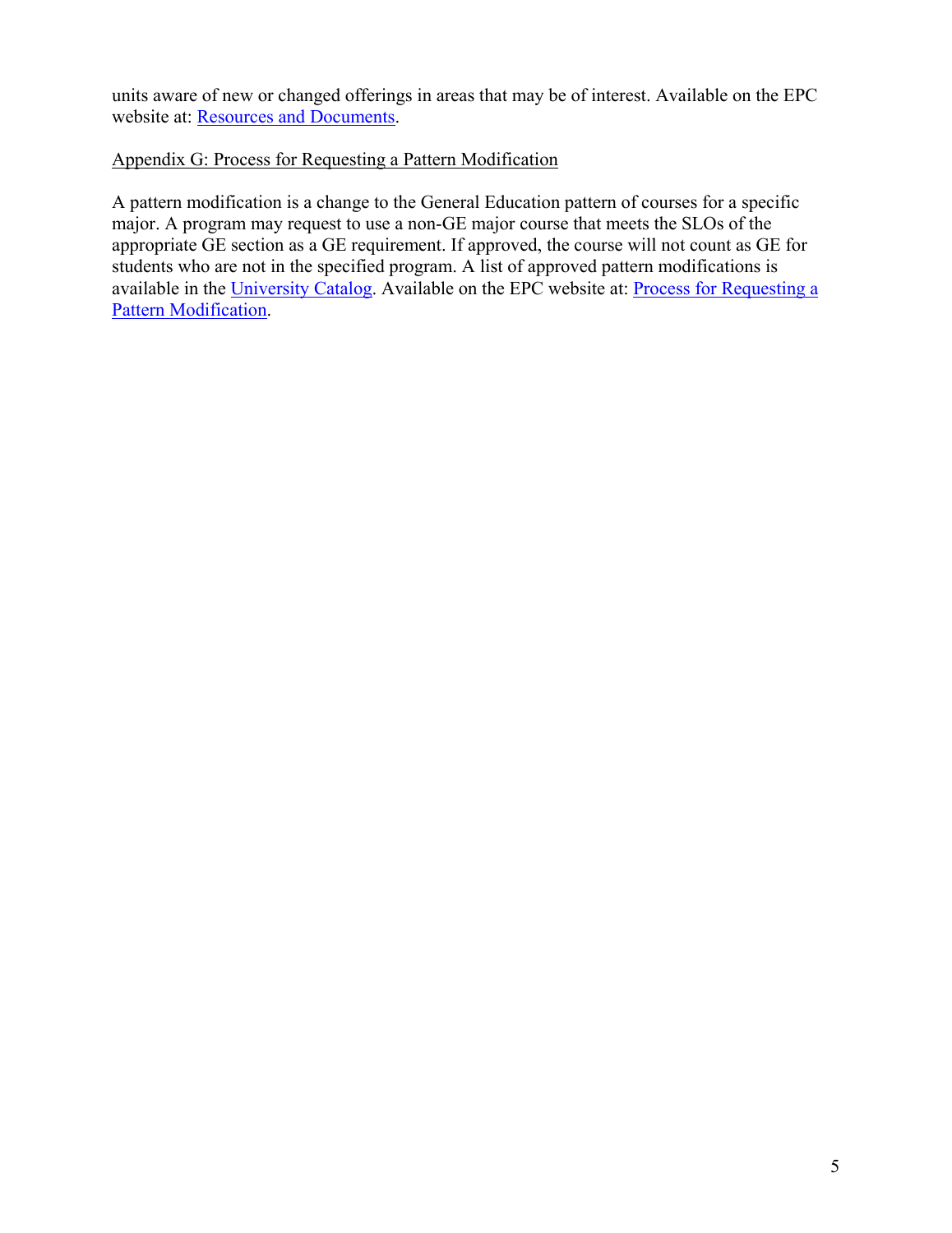units aware of new or changed offerings in areas that may be of interest. Available on the EPC website at: [Resources and Documents](#).

## Appendix G: Process for Requesting a Pattern Modification

A pattern modification is a change to the General Education pattern of courses for a specific major. A program may request to use a non-GE major course that meets the SLOs of the appropriate GE section as a GE requirement. If approved, the course will not count as GE for students who are not in the specified program. A list of approved pattern modifications is available in the [University Catalog](#). Available on the EPC website at: [Process for Requesting a Pattern Modification](#).